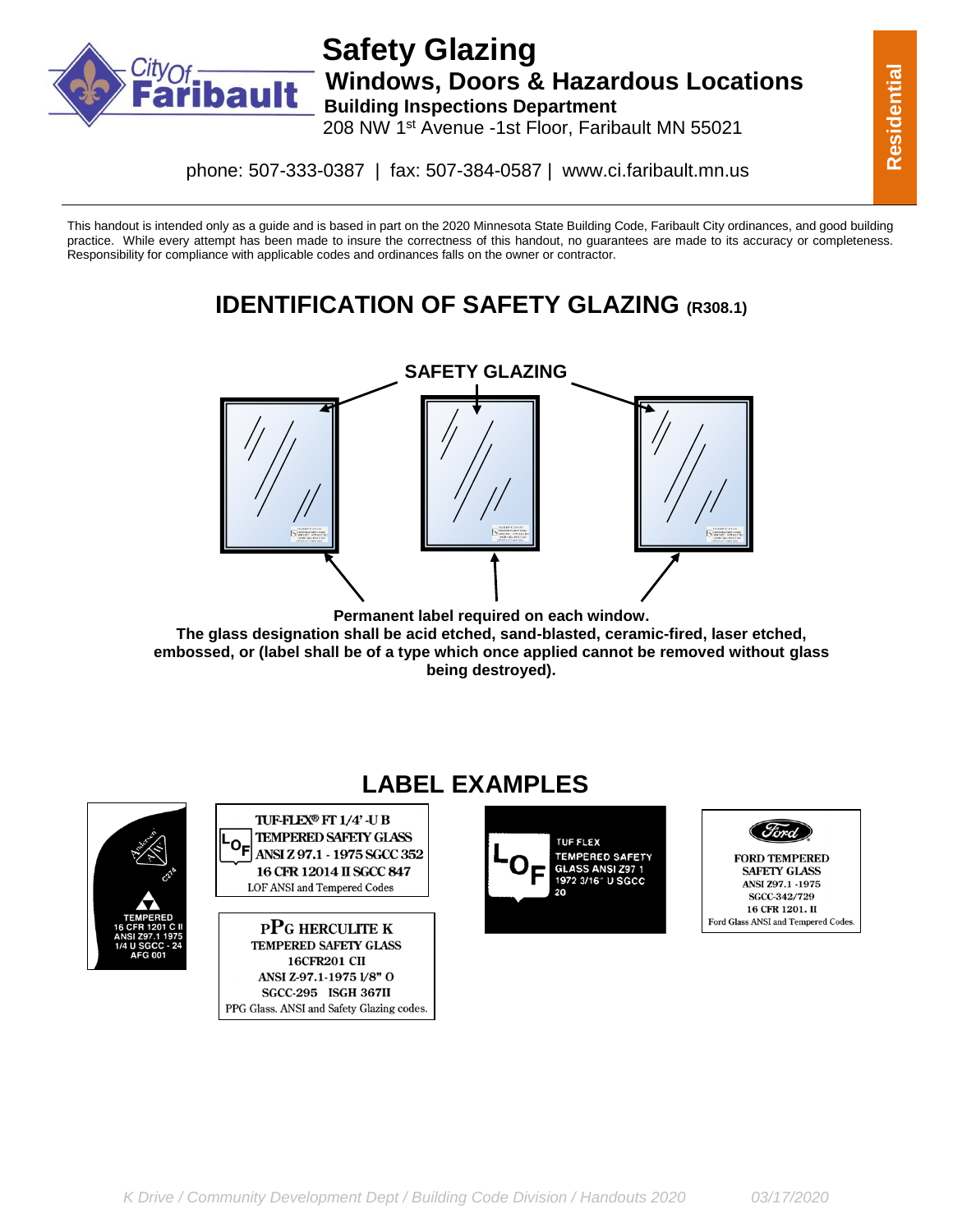# Safety Glazing

## Windows, Doors & Hazardous Locations

**Building Inspections Department**

208 NW 1st Avenue -1st Floor, Faribault MN 55021

phone: 507-333-0387 | fax: 507-384-0587 | www.ci.faribault.mn.us

**Residential**

This handout is intended only as a guide and is based in part on the 2020 Minnesota State Building Code, Faribault City ordinances, and good building practice. While every attempt has been made to insure the correctness of this handout, no guarantees are made to its accuracy or completeness. Responsibility for compliance with applicable codes and ordinances falls on the owner or contractor.

## IDENTIFICATION OF SAFETY GLAZING (R308.1)

**SAFETY GLAZING**

**Permanent label required on each window.**
**The glass designation shall be acid etched, sand-blasted, ceramic-fired, laser etched, embossed, or (label shall be of a type which once applied cannot be removed without glass being destroyed).**

## LABEL EXAMPLES

Andersen
TEMPERED
16 CFR 1201 C II
ANSI Z97.1 1975
1/4 U SGCC - 24
AFG 001

TUF-FLEX® FT 1/4' -U B
TEMPERED SAFETY GLASS
ANSI Z 97.1 - 1975 SGCC 352
16 CFR 12014 II SGCC 847
LOF ANSI and Tempered Codes

PPG HERCULITE K
TEMPERED SAFETY GLASS
16CFR201 CII
ANSI Z-97.1-1975 1/8" O
SGCC-295 ISGH 367II
PPG Glass. ANSI and Safety Glazing codes.

TUF FLEX
TEMPERED SAFETY
GLASS ANSI Z97 1
1972 3/16" U SGCC
20

FORD TEMPERED
SAFETY GLASS
ANSI Z97.1 -1975
SGCC-342/729
16 CFR 1201. II
Ford Glass ANSI and Tempered Codes.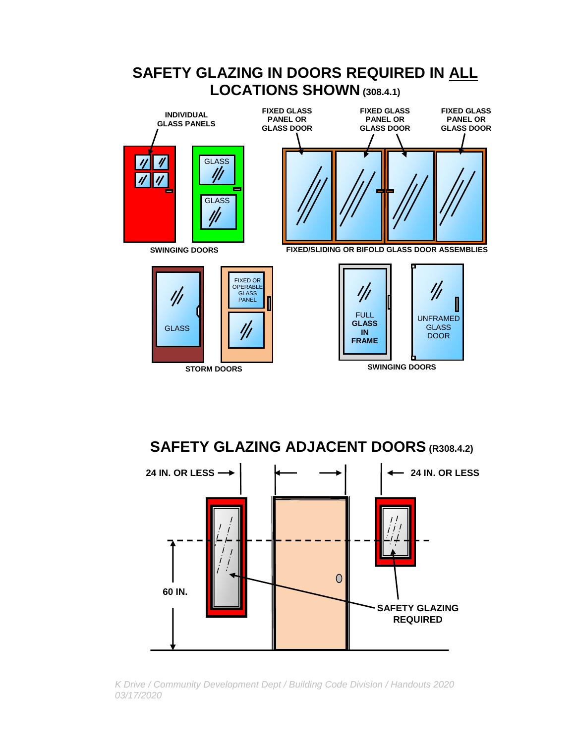# SAFETY GLAZING IN DOORS REQUIRED IN ALL LOCATIONS SHOWN (308.4.1)

INDIVIDUAL GLASS PANELS

GLASS

GLASS

SWINGING DOORS

FIXED GLASS PANEL OR GLASS DOOR

FIXED GLASS PANEL OR GLASS DOOR

FIXED GLASS PANEL OR GLASS DOOR

FIXED/SLIDING OR BIFOLD GLASS DOOR ASSEMBLIES

GLASS

FIXED OR OPERABLE GLASS PANEL

STORM DOORS

FULL GLASS IN FRAME

UNFRAMED GLASS DOOR

SWINGING DOORS

# SAFETY GLAZING ADJACENT DOORS (R308.4.2)

24 IN. OR LESS

24 IN. OR LESS

60 IN.

SAFETY GLAZING REQUIRED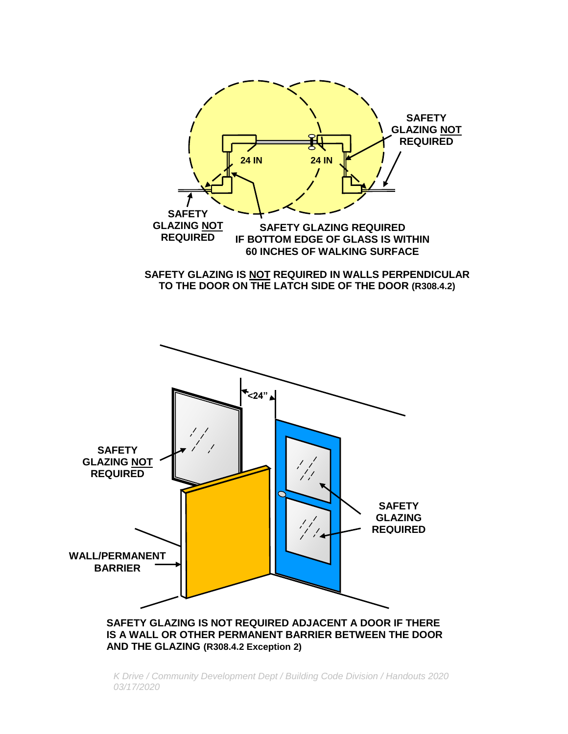SAFETY GLAZING NOT REQUIRED

24 IN

24 IN

SAFETY GLAZING NOT REQUIRED

SAFETY GLAZING REQUIRED IF BOTTOM EDGE OF GLASS IS WITHIN 60 INCHES OF WALKING SURFACE

**SAFETY GLAZING IS NOT REQUIRED IN WALLS PERPENDICULAR TO THE DOOR ON THE LATCH SIDE OF THE DOOR (R308.4.2)**

<24"

SAFETY GLAZING NOT REQUIRED

SAFETY GLAZING REQUIRED

WALL/PERMANENT BARRIER

**SAFETY GLAZING IS NOT REQUIRED ADJACENT A DOOR IF THERE IS A WALL OR OTHER PERMANENT BARRIER BETWEEN THE DOOR AND THE GLAZING (R308.4.2 Exception 2)**

*K Drive / Community Development Dept / Building Code Division / Handouts 2020 03/17/2020*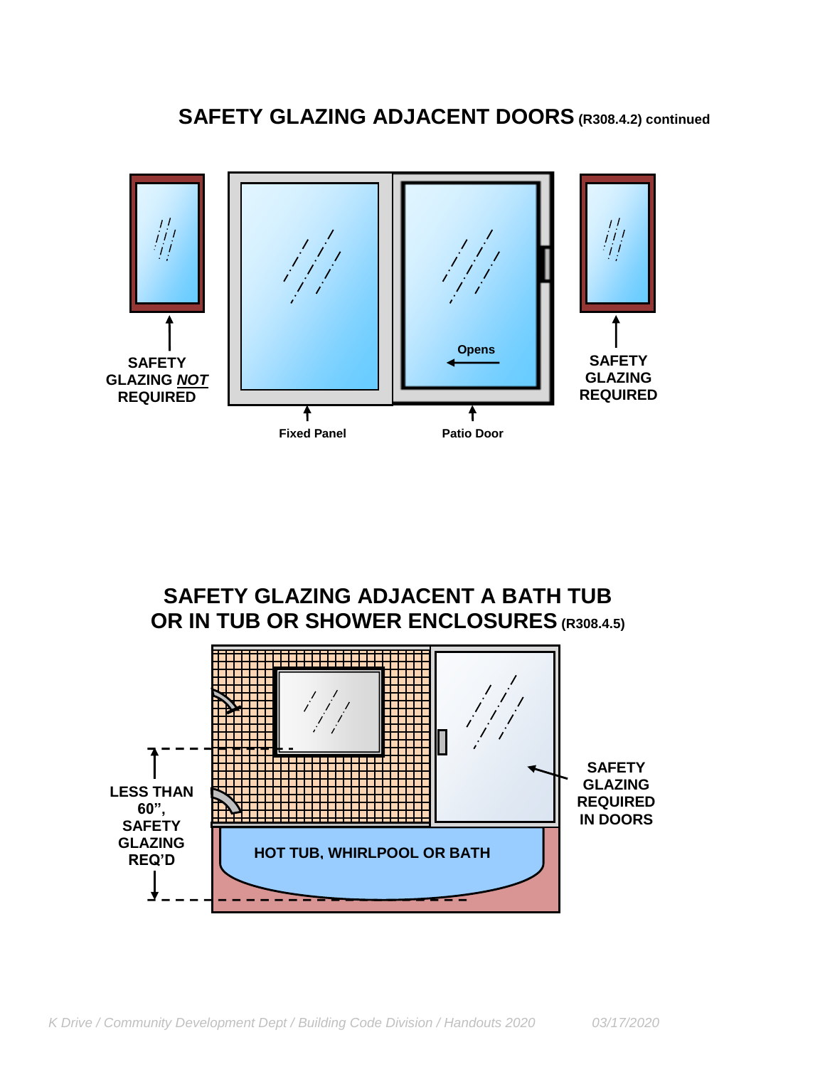## SAFETY GLAZING ADJACENT DOORS (R308.4.2) continued

SAFETY GLAZING ***NOT*** REQUIRED

Fixed Panel

Opens

Patio Door

SAFETY GLAZING REQUIRED

## SAFETY GLAZING ADJACENT A BATH TUB OR IN TUB OR SHOWER ENCLOSURES (R308.4.5)

LESS THAN 60", SAFETY GLAZING REQ'D

HOT TUB, WHIRLPOOL OR BATH

SAFETY GLAZING REQUIRED IN DOORS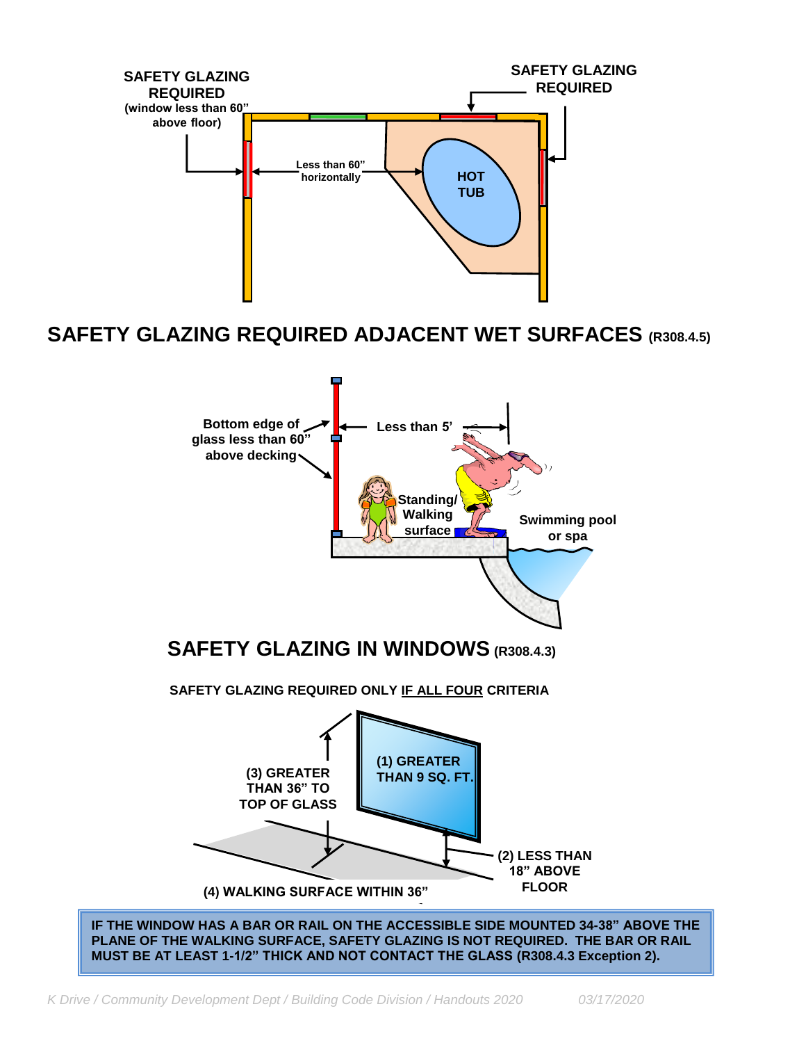SAFETY GLAZING REQUIRED (window less than 60" above floor)

SAFETY GLAZING REQUIRED

Less than 60" horizontally

HOT TUB

## SAFETY GLAZING REQUIRED ADJACENT WET SURFACES (R308.4.5)

Bottom edge of glass less than 60" above decking

Less than 5'

Standing/ Walking surface

Swimming pool or spa

## SAFETY GLAZING IN WINDOWS (R308.4.3)

**SAFETY GLAZING REQUIRED ONLY IF ALL FOUR CRITERIA**

(1) GREATER THAN 9 SQ. FT.

(2) LESS THAN 18" ABOVE FLOOR

(3) GREATER THAN 36" TO TOP OF GLASS

(4) WALKING SURFACE WITHIN 36"

**IF THE WINDOW HAS A BAR OR RAIL ON THE ACCESSIBLE SIDE MOUNTED 34-38" ABOVE THE PLANE OF THE WALKING SURFACE, SAFETY GLAZING IS NOT REQUIRED. THE BAR OR RAIL MUST BE AT LEAST 1-1/2" THICK AND NOT CONTACT THE GLASS (R308.4.3 Exception 2).**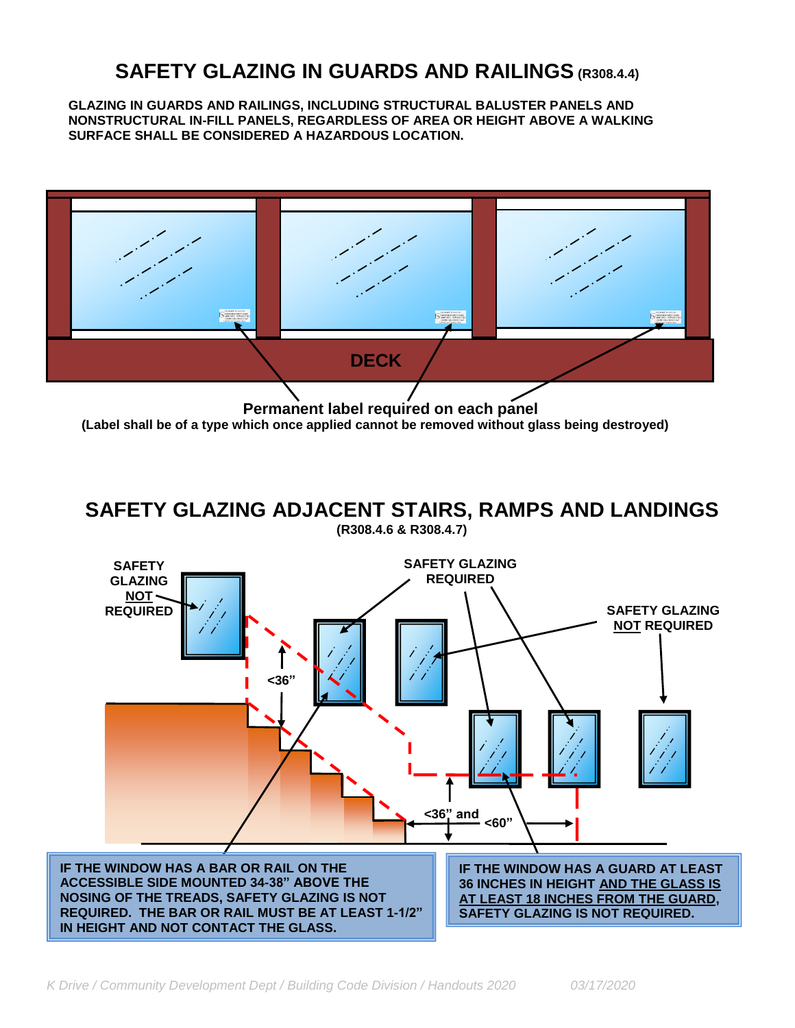# SAFETY GLAZING IN GUARDS AND RAILINGS (R308.4.4)

**GLAZING IN GUARDS AND RAILINGS, INCLUDING STRUCTURAL BALUSTER PANELS AND NONSTRUCTURAL IN-FILL PANELS, REGARDLESS OF AREA OR HEIGHT ABOVE A WALKING SURFACE SHALL BE CONSIDERED A HAZARDOUS LOCATION.**

DECK

**Permanent label required on each panel**

**(Label shall be of a type which once applied cannot be removed without glass being destroyed)**

# SAFETY GLAZING ADJACENT STAIRS, RAMPS AND LANDINGS

**(R308.4.6 & R308.4.7)**

SAFETY GLAZING NOT REQUIRED

SAFETY GLAZING REQUIRED

SAFETY GLAZING NOT REQUIRED

<36”

<36” and

<60”

**IF THE WINDOW HAS A BAR OR RAIL ON THE ACCESSIBLE SIDE MOUNTED 34-38” ABOVE THE NOSING OF THE TREADS, SAFETY GLAZING IS NOT REQUIRED. THE BAR OR RAIL MUST BE AT LEAST 1-1/2” IN HEIGHT AND NOT CONTACT THE GLASS.**

**IF THE WINDOW HAS A GUARD AT LEAST 36 INCHES IN HEIGHT AND THE GLASS IS AT LEAST 18 INCHES FROM THE GUARD, SAFETY GLAZING IS NOT REQUIRED.**

*K Drive / Community Development Dept / Building Code Division / Handouts 2020 03/17/2020*